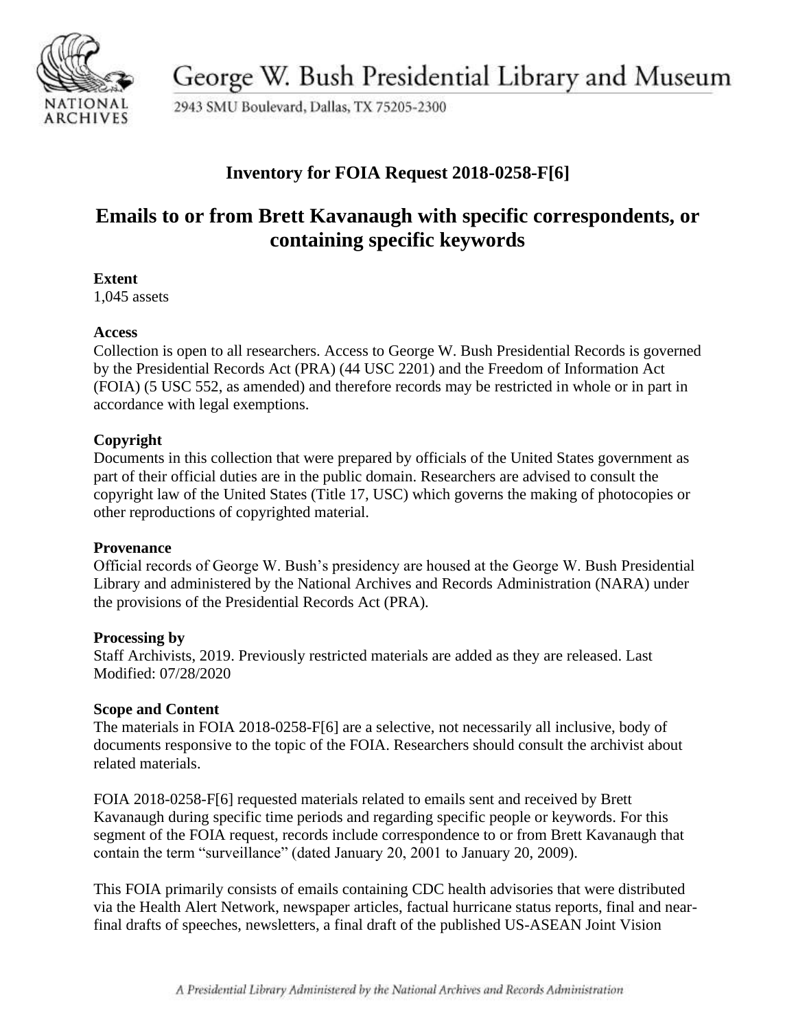George W. Bush Presidential Library and Museum

2943 SMU Boulevard, Dallas, TX 75205-2300

## Inventory for FOIA Request 2018-0258-F[6]

# Emails to or from Brett Kavanaugh with specific correspondents, or containing specific keywords

**Extent**
1,045 assets

**Access**
Collection is open to all researchers. Access to George W. Bush Presidential Records is governed by the Presidential Records Act (PRA) (44 USC 2201) and the Freedom of Information Act (FOIA) (5 USC 552, as amended) and therefore records may be restricted in whole or in part in accordance with legal exemptions.

**Copyright**
Documents in this collection that were prepared by officials of the United States government as part of their official duties are in the public domain. Researchers are advised to consult the copyright law of the United States (Title 17, USC) which governs the making of photocopies or other reproductions of copyrighted material.

**Provenance**
Official records of George W. Bush's presidency are housed at the George W. Bush Presidential Library and administered by the National Archives and Records Administration (NARA) under the provisions of the Presidential Records Act (PRA).

**Processing by**
Staff Archivists, 2019. Previously restricted materials are added as they are released. Last Modified: 07/28/2020

**Scope and Content**
The materials in FOIA 2018-0258-F[6] are a selective, not necessarily all inclusive, body of documents responsive to the topic of the FOIA. Researchers should consult the archivist about related materials.

FOIA 2018-0258-F[6] requested materials related to emails sent and received by Brett Kavanaugh during specific time periods and regarding specific people or keywords. For this segment of the FOIA request, records include correspondence to or from Brett Kavanaugh that contain the term "surveillance" (dated January 20, 2001 to January 20, 2009).

This FOIA primarily consists of emails containing CDC health advisories that were distributed via the Health Alert Network, newspaper articles, factual hurricane status reports, final and near-final drafts of speeches, newsletters, a final draft of the published US-ASEAN Joint Vision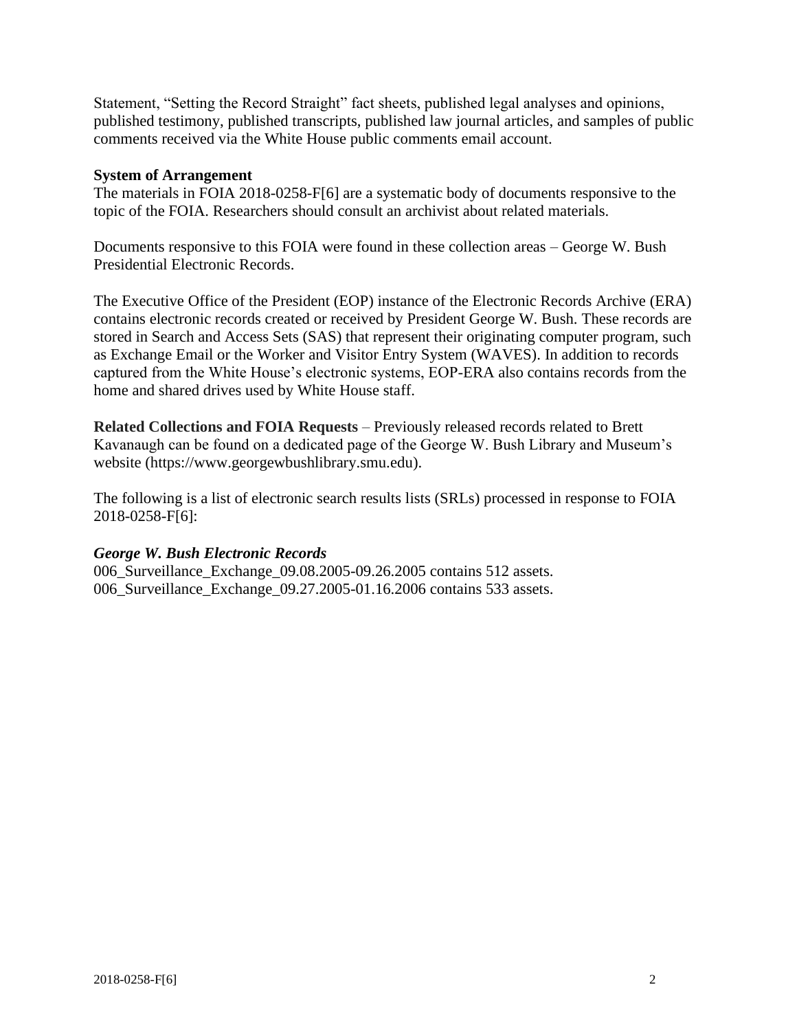Statement, "Setting the Record Straight" fact sheets, published legal analyses and opinions, published testimony, published transcripts, published law journal articles, and samples of public comments received via the White House public comments email account.

**System of Arrangement**

The materials in FOIA 2018-0258-F[6] are a systematic body of documents responsive to the topic of the FOIA. Researchers should consult an archivist about related materials.

Documents responsive to this FOIA were found in these collection areas – George W. Bush Presidential Electronic Records.

The Executive Office of the President (EOP) instance of the Electronic Records Archive (ERA) contains electronic records created or received by President George W. Bush. These records are stored in Search and Access Sets (SAS) that represent their originating computer program, such as Exchange Email or the Worker and Visitor Entry System (WAVES). In addition to records captured from the White House's electronic systems, EOP-ERA also contains records from the home and shared drives used by White House staff.

**Related Collections and FOIA Requests** – Previously released records related to Brett Kavanaugh can be found on a dedicated page of the George W. Bush Library and Museum's website (https://www.georgewbushlibrary.smu.edu).

The following is a list of electronic search results lists (SRLs) processed in response to FOIA 2018-0258-F[6]:

***George W. Bush Electronic Records***

006_Surveillance_Exchange_09.08.2005-09.26.2005 contains 512 assets.
006_Surveillance_Exchange_09.27.2005-01.16.2006 contains 533 assets.